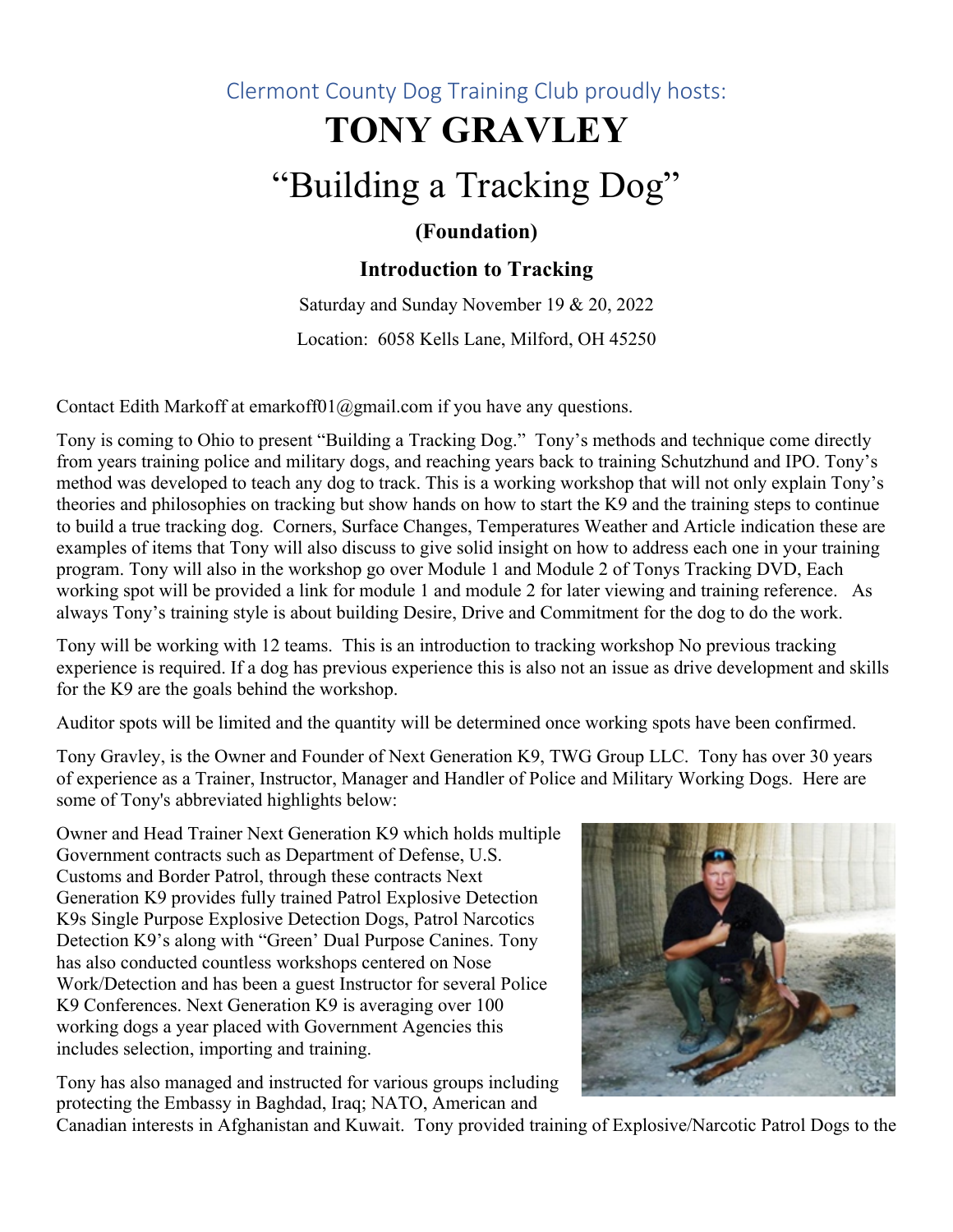Clermont County Dog Training Club proudly hosts:

# TONY GRAVLEY

# "Building a Tracking Dog"

### (Foundation)

### Introduction to Tracking

Saturday and Sunday November 19 & 20, 2022

Location: 6058 Kells Lane, Milford, OH 45250

Contact Edith Markoff at emarkoff01@gmail.com if you have any questions.

Tony is coming to Ohio to present "Building a Tracking Dog." Tony's methods and technique come directly from years training police and military dogs, and reaching years back to training Schutzhund and IPO. Tony's method was developed to teach any dog to track. This is a working workshop that will not only explain Tony's theories and philosophies on tracking but show hands on how to start the K9 and the training steps to continue to build a true tracking dog. Corners, Surface Changes, Temperatures Weather and Article indication these are examples of items that Tony will also discuss to give solid insight on how to address each one in your training program. Tony will also in the workshop go over Module 1 and Module 2 of Tonys Tracking DVD, Each working spot will be provided a link for module 1 and module 2 for later viewing and training reference. As always Tony's training style is about building Desire, Drive and Commitment for the dog to do the work.

Tony will be working with 12 teams. This is an introduction to tracking workshop No previous tracking experience is required. If a dog has previous experience this is also not an issue as drive development and skills for the K9 are the goals behind the workshop.

Auditor spots will be limited and the quantity will be determined once working spots have been confirmed.

Tony Gravley, is the Owner and Founder of Next Generation K9, TWG Group LLC. Tony has over 30 years of experience as a Trainer, Instructor, Manager and Handler of Police and Military Working Dogs. Here are some of Tony's abbreviated highlights below:

Owner and Head Trainer Next Generation K9 which holds multiple Government contracts such as Department of Defense, U.S. Customs and Border Patrol, through these contracts Next Generation K9 provides fully trained Patrol Explosive Detection K9s Single Purpose Explosive Detection Dogs, Patrol Narcotics Detection K9's along with "Green' Dual Purpose Canines. Tony has also conducted countless workshops centered on Nose Work/Detection and has been a guest Instructor for several Police K9 Conferences. Next Generation K9 is averaging over 100 working dogs a year placed with Government Agencies this includes selection, importing and training.

Tony has also managed and instructed for various groups including protecting the Embassy in Baghdad, Iraq; NATO, American and Canadian interests in Afghanistan and Kuwait. Tony provided training of Explosive/Narcotic Patrol Dogs to the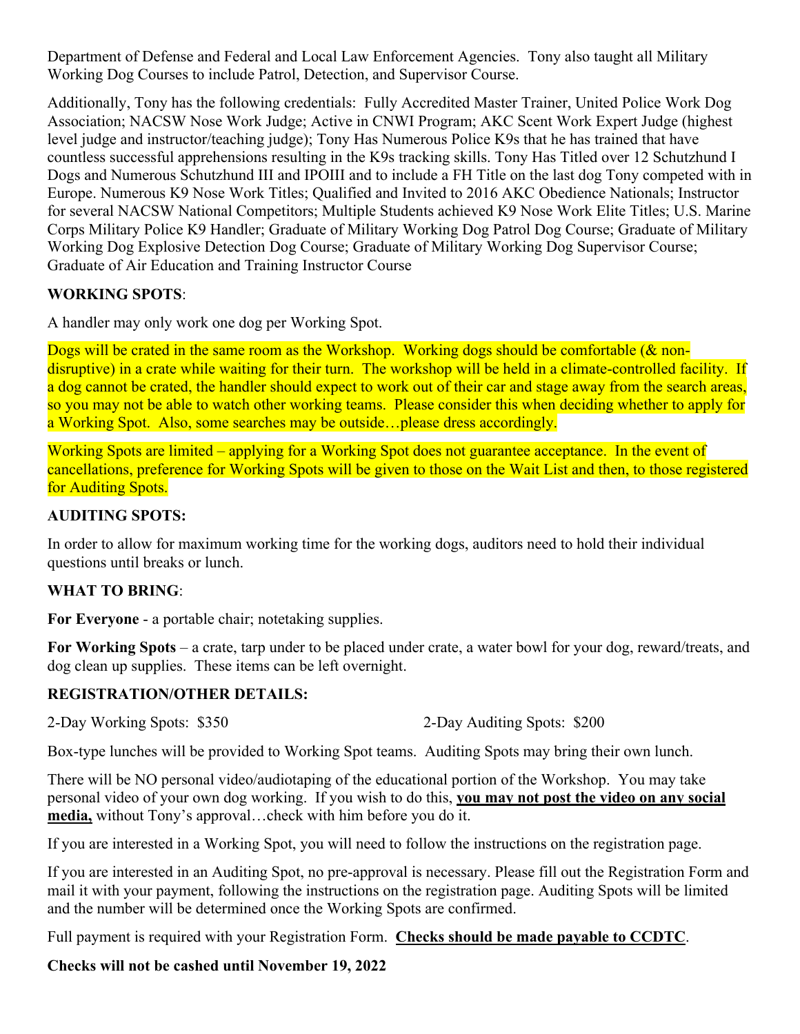Department of Defense and Federal and Local Law Enforcement Agencies. Tony also taught all Military Working Dog Courses to include Patrol, Detection, and Supervisor Course.

Additionally, Tony has the following credentials: Fully Accredited Master Trainer, United Police Work Dog Association; NACSW Nose Work Judge; Active in CNWI Program; AKC Scent Work Expert Judge (highest level judge and instructor/teaching judge); Tony Has Numerous Police K9s that he has trained that have countless successful apprehensions resulting in the K9s tracking skills. Tony Has Titled over 12 Schutzhund I Dogs and Numerous Schutzhund III and IPOIII and to include a FH Title on the last dog Tony competed with in Europe. Numerous K9 Nose Work Titles; Qualified and Invited to 2016 AKC Obedience Nationals; Instructor for several NACSW National Competitors; Multiple Students achieved K9 Nose Work Elite Titles; U.S. Marine Corps Military Police K9 Handler; Graduate of Military Working Dog Patrol Dog Course; Graduate of Military Working Dog Explosive Detection Dog Course; Graduate of Military Working Dog Supervisor Course; Graduate of Air Education and Training Instructor Course

**WORKING SPOTS**:

A handler may only work one dog per Working Spot.

Dogs will be crated in the same room as the Workshop. Working dogs should be comfortable (& non-disruptive) in a crate while waiting for their turn. The workshop will be held in a climate-controlled facility. If a dog cannot be crated, the handler should expect to work out of their car and stage away from the search areas, so you may not be able to watch other working teams. Please consider this when deciding whether to apply for a Working Spot. Also, some searches may be outside…please dress accordingly.

Working Spots are limited – applying for a Working Spot does not guarantee acceptance. In the event of cancellations, preference for Working Spots will be given to those on the Wait List and then, to those registered for Auditing Spots.

**AUDITING SPOTS:**

In order to allow for maximum working time for the working dogs, auditors need to hold their individual questions until breaks or lunch.

**WHAT TO BRING**:

**For Everyone** - a portable chair; notetaking supplies.

**For Working Spots** – a crate, tarp under to be placed under crate, a water bowl for your dog, reward/treats, and dog clean up supplies. These items can be left overnight.

**REGISTRATION/OTHER DETAILS:**

2-Day Working Spots: $350 2-Day Auditing Spots: $200

Box-type lunches will be provided to Working Spot teams. Auditing Spots may bring their own lunch.

There will be NO personal video/audiotaping of the educational portion of the Workshop. You may take personal video of your own dog working. If you wish to do this, **you may not post the video on any social media,** without Tony's approval…check with him before you do it.

If you are interested in a Working Spot, you will need to follow the instructions on the registration page.

If you are interested in an Auditing Spot, no pre-approval is necessary. Please fill out the Registration Form and mail it with your payment, following the instructions on the registration page. Auditing Spots will be limited and the number will be determined once the Working Spots are confirmed.

Full payment is required with your Registration Form. **Checks should be made payable to CCDTC**.

**Checks will not be cashed until November 19, 2022**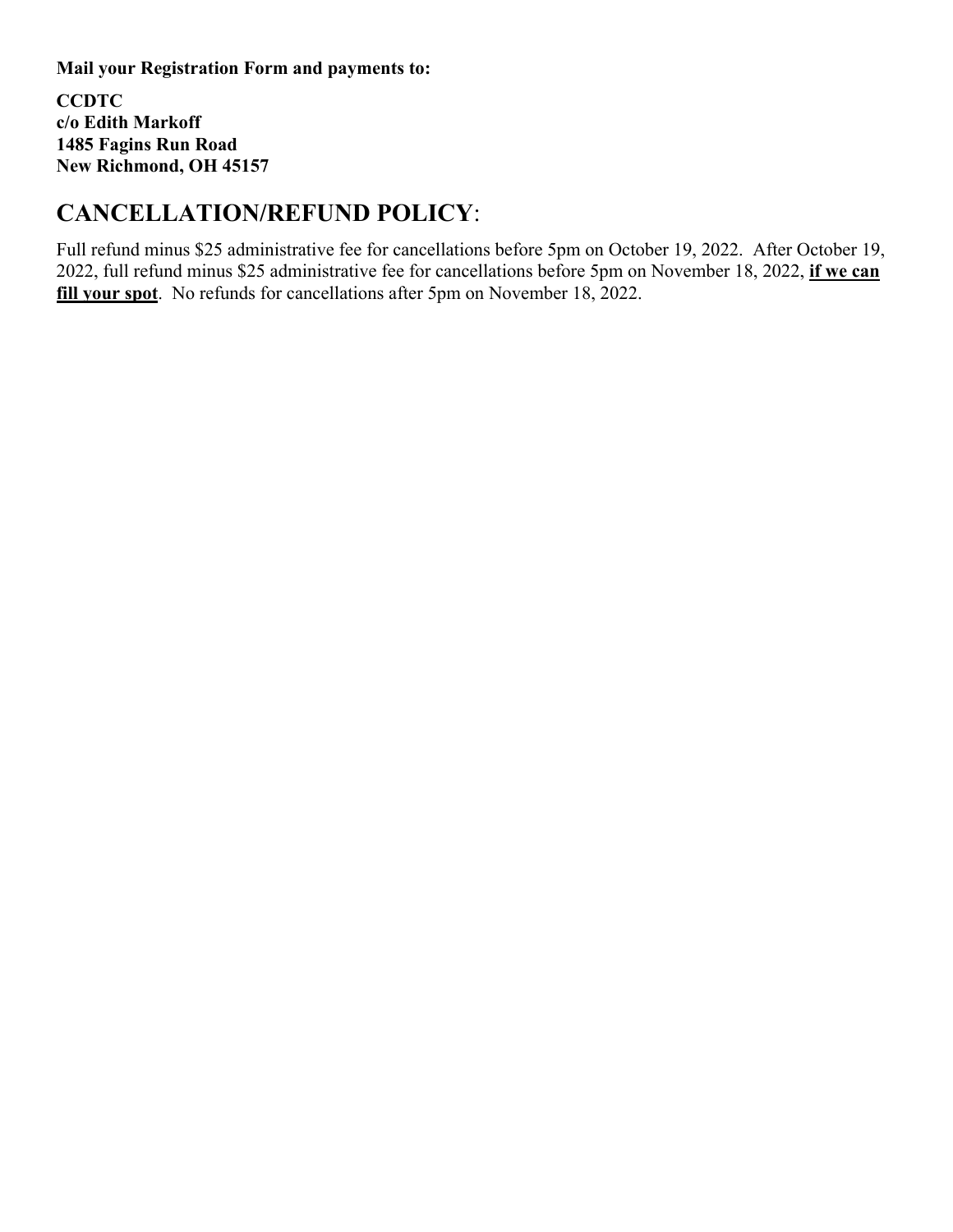**Mail your Registration Form and payments to:**

**CCDTC**
**c/o Edith Markoff**
**1485 Fagins Run Road**
**New Richmond, OH 45157**

## CANCELLATION/REFUND POLICY:

Full refund minus $25 administrative fee for cancellations before 5pm on October 19, 2022. After October 19, 2022, full refund minus $25 administrative fee for cancellations before 5pm on November 18, 2022, **<u>if we can fill your spot</u>**. No refunds for cancellations after 5pm on November 18, 2022.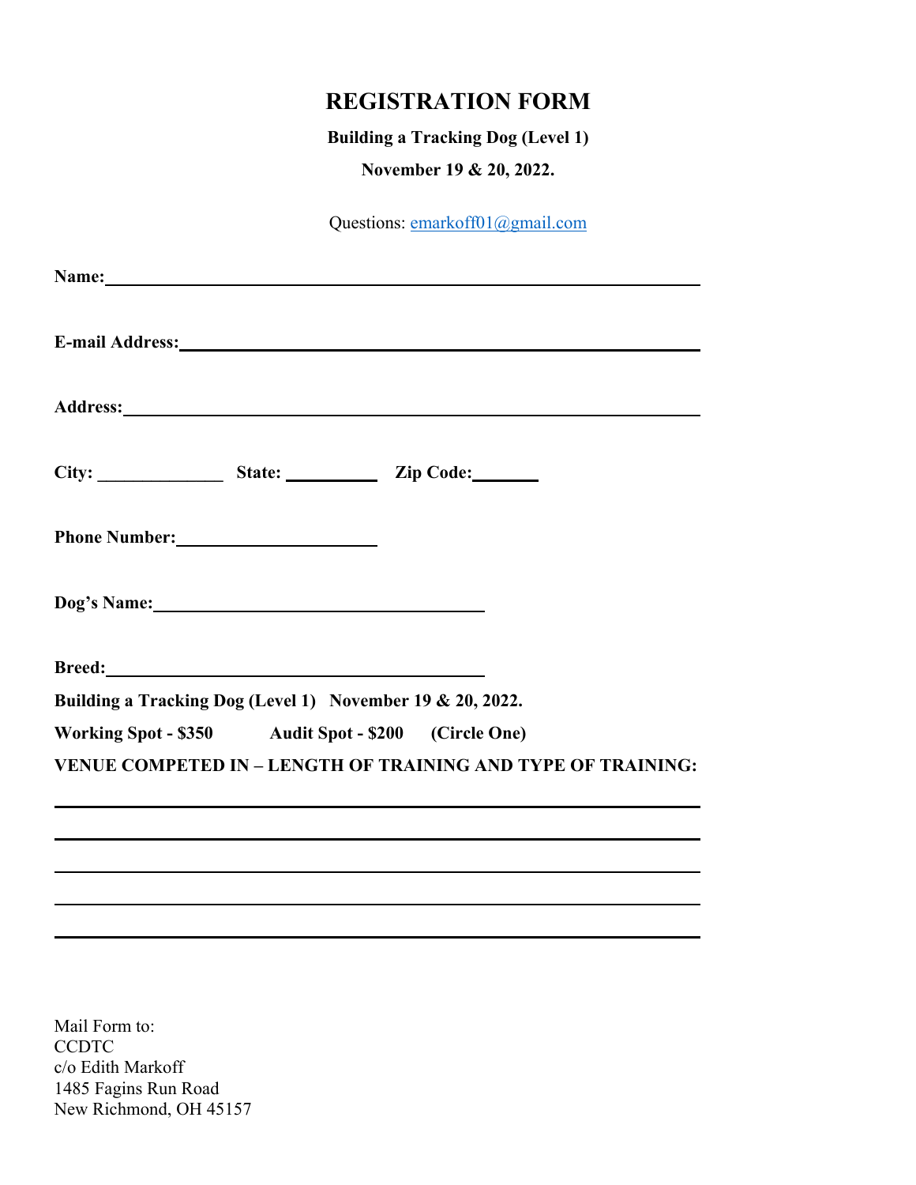# REGISTRATION FORM

**Building a Tracking Dog (Level 1)**

**November 19 & 20, 2022.**

Questions: emarkoff01@gmail.com

**Name:**\_\_\_\_\_\_\_\_\_\_\_\_\_\_\_\_\_\_\_\_\_\_\_\_\_\_\_\_\_\_\_\_\_\_\_\_\_\_\_\_\_\_\_\_\_\_\_\_\_\_\_\_\_\_\_\_

**E-mail Address:**\_\_\_\_\_\_\_\_\_\_\_\_\_\_\_\_\_\_\_\_\_\_\_\_\_\_\_\_\_\_\_\_\_\_\_\_\_\_\_\_\_\_\_\_\_\_\_\_

**Address:**\_\_\_\_\_\_\_\_\_\_\_\_\_\_\_\_\_\_\_\_\_\_\_\_\_\_\_\_\_\_\_\_\_\_\_\_\_\_\_\_\_\_\_\_\_\_\_\_\_\_\_\_\_\_

**City:** \_\_\_\_\_\_\_\_\_\_\_\_\_\_ **State:** \_\_\_\_\_\_\_\_\_\_ **Zip Code:**\_\_\_\_\_\_\_

**Phone Number:**\_\_\_\_\_\_\_\_\_\_\_\_\_\_\_\_\_\_\_\_\_\_

**Dog's Name:**\_\_\_\_\_\_\_\_\_\_\_\_\_\_\_\_\_\_\_\_\_\_\_\_\_\_\_\_\_\_\_\_\_\_\_\_\_\_

**Breed:**\_\_\_\_\_\_\_\_\_\_\_\_\_\_\_\_\_\_\_\_\_\_\_\_\_\_\_\_\_\_\_\_\_\_\_\_\_\_\_\_\_\_

**Building a Tracking Dog (Level 1) November 19 & 20, 2022.**

**Working Spot - $350 Audit Spot - $200 (Circle One)**

**VENUE COMPETED IN – LENGTH OF TRAINING AND TYPE OF TRAINING:**

\_\_\_\_\_\_\_\_\_\_\_\_\_\_\_\_\_\_\_\_\_\_\_\_\_\_\_\_\_\_\_\_\_\_\_\_\_\_\_\_\_\_\_\_\_\_\_\_\_\_\_\_\_\_\_\_\_\_\_\_\_\_

\_\_\_\_\_\_\_\_\_\_\_\_\_\_\_\_\_\_\_\_\_\_\_\_\_\_\_\_\_\_\_\_\_\_\_\_\_\_\_\_\_\_\_\_\_\_\_\_\_\_\_\_\_\_\_\_\_\_\_\_\_\_

\_\_\_\_\_\_\_\_\_\_\_\_\_\_\_\_\_\_\_\_\_\_\_\_\_\_\_\_\_\_\_\_\_\_\_\_\_\_\_\_\_\_\_\_\_\_\_\_\_\_\_\_\_\_\_\_\_\_\_\_\_\_

\_\_\_\_\_\_\_\_\_\_\_\_\_\_\_\_\_\_\_\_\_\_\_\_\_\_\_\_\_\_\_\_\_\_\_\_\_\_\_\_\_\_\_\_\_\_\_\_\_\_\_\_\_\_\_\_\_\_\_\_\_\_

\_\_\_\_\_\_\_\_\_\_\_\_\_\_\_\_\_\_\_\_\_\_\_\_\_\_\_\_\_\_\_\_\_\_\_\_\_\_\_\_\_\_\_\_\_\_\_\_\_\_\_\_\_\_\_\_\_\_\_\_\_\_

Mail Form to:
CCDTC
c/o Edith Markoff
1485 Fagins Run Road
New Richmond, OH 45157